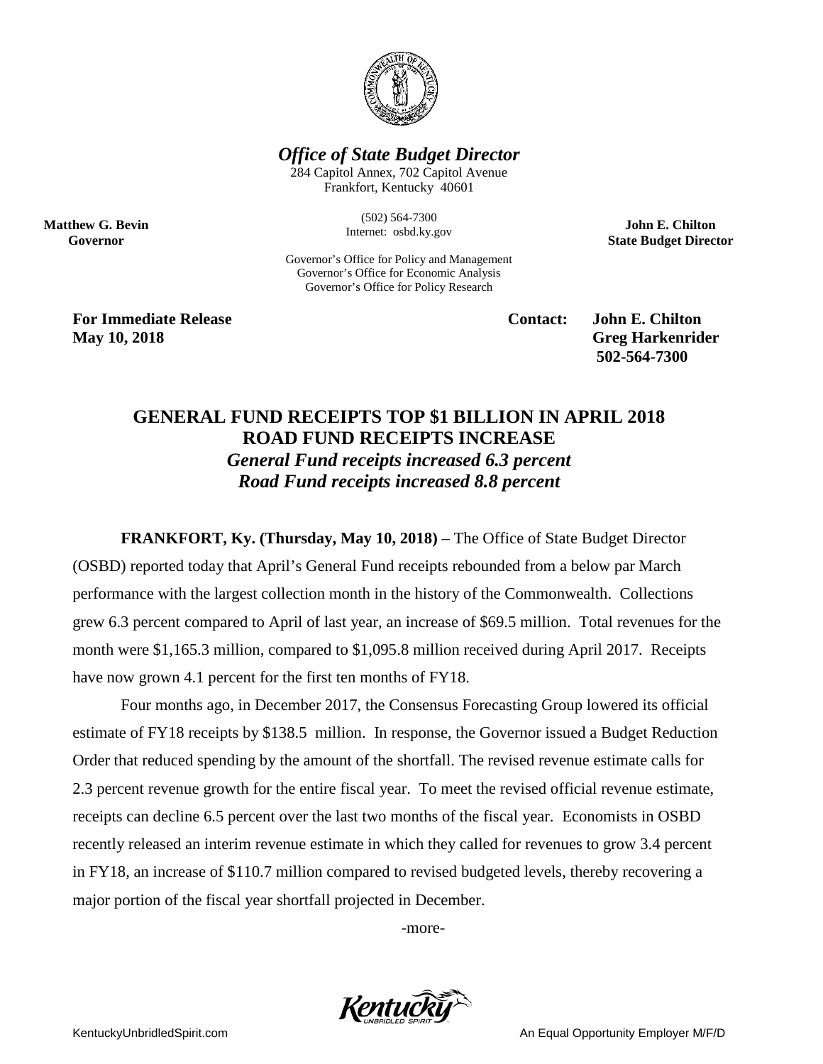*Office of State Budget Director*
284 Capitol Annex, 702 Capitol Avenue
Frankfort, Kentucky 40601

(502) 564-7300
Internet: osbd.ky.gov

Governor's Office for Policy and Management
Governor's Office for Economic Analysis
Governor's Office for Policy Research

**Matthew G. Bevin**
**Governor**

**John E. Chilton**
**State Budget Director**

**For Immediate Release**
**May 10, 2018**

**Contact: John E. Chilton**
**Greg Harkenrider**
**502-564-7300**

# GENERAL FUND RECEIPTS TOP $1 BILLION IN APRIL 2018
# ROAD FUND RECEIPTS INCREASE
## *General Fund receipts increased 6.3 percent*
## *Road Fund receipts increased 8.8 percent*

**FRANKFORT, Ky. (Thursday, May 10, 2018)** – The Office of State Budget Director (OSBD) reported today that April's General Fund receipts rebounded from a below par March performance with the largest collection month in the history of the Commonwealth. Collections grew 6.3 percent compared to April of last year, an increase of $69.5 million. Total revenues for the month were $1,165.3 million, compared to $1,095.8 million received during April 2017. Receipts have now grown 4.1 percent for the first ten months of FY18.

Four months ago, in December 2017, the Consensus Forecasting Group lowered its official estimate of FY18 receipts by $138.5 million. In response, the Governor issued a Budget Reduction Order that reduced spending by the amount of the shortfall. The revised revenue estimate calls for 2.3 percent revenue growth for the entire fiscal year. To meet the revised official revenue estimate, receipts can decline 6.5 percent over the last two months of the fiscal year. Economists in OSBD recently released an interim revenue estimate in which they called for revenues to grow 3.4 percent in FY18, an increase of $110.7 million compared to revised budgeted levels, thereby recovering a major portion of the fiscal year shortfall projected in December.

-more-

KentuckyUnbridledSpirit.com

An Equal Opportunity Employer M/F/D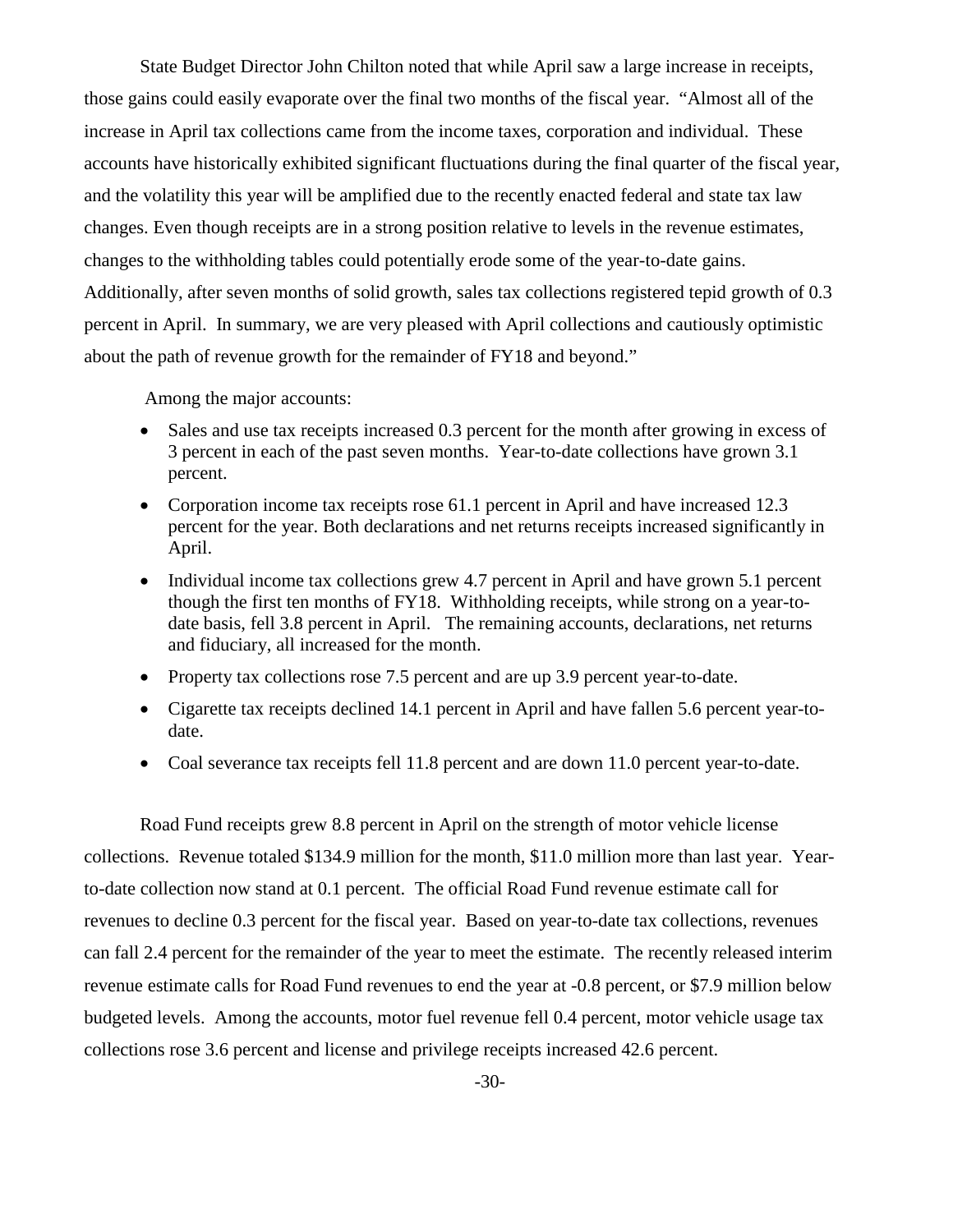State Budget Director John Chilton noted that while April saw a large increase in receipts, those gains could easily evaporate over the final two months of the fiscal year. "Almost all of the increase in April tax collections came from the income taxes, corporation and individual. These accounts have historically exhibited significant fluctuations during the final quarter of the fiscal year, and the volatility this year will be amplified due to the recently enacted federal and state tax law changes. Even though receipts are in a strong position relative to levels in the revenue estimates, changes to the withholding tables could potentially erode some of the year-to-date gains. Additionally, after seven months of solid growth, sales tax collections registered tepid growth of 0.3 percent in April. In summary, we are very pleased with April collections and cautiously optimistic about the path of revenue growth for the remainder of FY18 and beyond."

Among the major accounts:

- Sales and use tax receipts increased 0.3 percent for the month after growing in excess of 3 percent in each of the past seven months. Year-to-date collections have grown 3.1 percent.
- Corporation income tax receipts rose 61.1 percent in April and have increased 12.3 percent for the year. Both declarations and net returns receipts increased significantly in April.
- Individual income tax collections grew 4.7 percent in April and have grown 5.1 percent though the first ten months of FY18. Withholding receipts, while strong on a year-to-date basis, fell 3.8 percent in April. The remaining accounts, declarations, net returns and fiduciary, all increased for the month.
- Property tax collections rose 7.5 percent and are up 3.9 percent year-to-date.
- Cigarette tax receipts declined 14.1 percent in April and have fallen 5.6 percent year-to-date.
- Coal severance tax receipts fell 11.8 percent and are down 11.0 percent year-to-date.

Road Fund receipts grew 8.8 percent in April on the strength of motor vehicle license collections. Revenue totaled $134.9 million for the month, $11.0 million more than last year. Year-to-date collection now stand at 0.1 percent. The official Road Fund revenue estimate call for revenues to decline 0.3 percent for the fiscal year. Based on year-to-date tax collections, revenues can fall 2.4 percent for the remainder of the year to meet the estimate. The recently released interim revenue estimate calls for Road Fund revenues to end the year at -0.8 percent, or $7.9 million below budgeted levels. Among the accounts, motor fuel revenue fell 0.4 percent, motor vehicle usage tax collections rose 3.6 percent and license and privilege receipts increased 42.6 percent.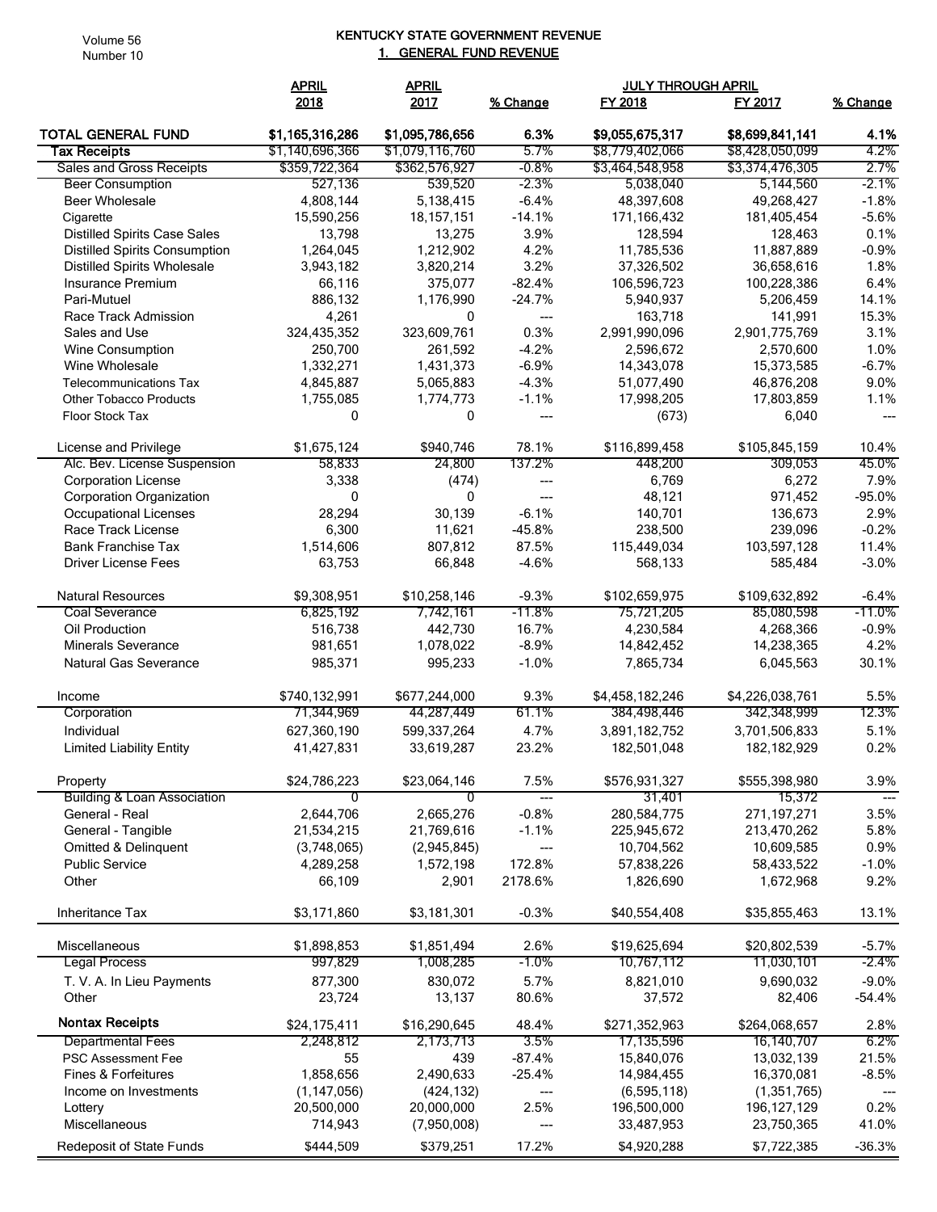# KENTUCKY STATE GOVERNMENT REVENUE

## 1. GENERAL FUND REVENUE

| | APRIL 2018 | APRIL 2017 | % Change | JULY THROUGH APRIL FY 2018 | FY 2017 | % Change |
|---|---|---|---|---|---|---|
| **TOTAL GENERAL FUND** | **$1,165,316,286** | **$1,095,786,656** | **6.3%** | **$9,055,675,317** | **$8,699,841,141** | **4.1%** |
| **Tax Receipts** | $1,140,696,366 | $1,079,116,760 | 5.7% | $8,779,402,066 | $8,428,050,099 | 4.2% |
| Sales and Gross Receipts | $359,722,364 | $362,576,927 | -0.8% | $3,464,548,958 | $3,374,476,305 | 2.7% |
| Beer Consumption | 527,136 | 539,520 | -2.3% | 5,038,040 | 5,144,560 | -2.1% |
| Beer Wholesale | 4,808,144 | 5,138,415 | -6.4% | 48,397,608 | 49,268,427 | -1.8% |
| Cigarette | 15,590,256 | 18,157,151 | -14.1% | 171,166,432 | 181,405,454 | -5.6% |
| Distilled Spirits Case Sales | 13,798 | 13,275 | 3.9% | 128,594 | 128,463 | 0.1% |
| Distilled Spirits Consumption | 1,264,045 | 1,212,902 | 4.2% | 11,785,536 | 11,887,889 | -0.9% |
| Distilled Spirits Wholesale | 3,943,182 | 3,820,214 | 3.2% | 37,326,502 | 36,658,616 | 1.8% |
| Insurance Premium | 66,116 | 375,077 | -82.4% | 106,596,723 | 100,228,386 | 6.4% |
| Pari-Mutuel | 886,132 | 1,176,990 | -24.7% | 5,940,937 | 5,206,459 | 14.1% |
| Race Track Admission | 4,261 | 0 | --- | 163,718 | 141,991 | 15.3% |
| Sales and Use | 324,435,352 | 323,609,761 | 0.3% | 2,991,990,096 | 2,901,775,769 | 3.1% |
| Wine Consumption | 250,700 | 261,592 | -4.2% | 2,596,672 | 2,570,600 | 1.0% |
| Wine Wholesale | 1,332,271 | 1,431,373 | -6.9% | 14,343,078 | 15,373,585 | -6.7% |
| Telecommunications Tax | 4,845,887 | 5,065,883 | -4.3% | 51,077,490 | 46,876,208 | 9.0% |
| Other Tobacco Products | 1,755,085 | 1,774,773 | -1.1% | 17,998,205 | 17,803,859 | 1.1% |
| Floor Stock Tax | 0 | 0 | --- | (673) | 6,040 | --- |
| License and Privilege | $1,675,124 | $940,746 | 78.1% | $116,899,458 | $105,845,159 | 10.4% |
| Alc. Bev. License Suspension | 58,833 | 24,800 | 137.2% | 448,200 | 309,053 | 45.0% |
| Corporation License | 3,338 | (474) | --- | 6,769 | 6,272 | 7.9% |
| Corporation Organization | 0 | 0 | --- | 48,121 | 971,452 | -95.0% |
| Occupational Licenses | 28,294 | 30,139 | -6.1% | 140,701 | 136,673 | 2.9% |
| Race Track License | 6,300 | 11,621 | -45.8% | 238,500 | 239,096 | -0.2% |
| Bank Franchise Tax | 1,514,606 | 807,812 | 87.5% | 115,449,034 | 103,597,128 | 11.4% |
| Driver License Fees | 63,753 | 66,848 | -4.6% | 568,133 | 585,484 | -3.0% |
| Natural Resources | $9,308,951 | $10,258,146 | -9.3% | $102,659,975 | $109,632,892 | -6.4% |
| Coal Severance | 6,825,192 | 7,742,161 | -11.8% | 75,721,205 | 85,080,598 | -11.0% |
| Oil Production | 516,738 | 442,730 | 16.7% | 4,230,584 | 4,268,366 | -0.9% |
| Minerals Severance | 981,651 | 1,078,022 | -8.9% | 14,842,452 | 14,238,365 | 4.2% |
| Natural Gas Severance | 985,371 | 995,233 | -1.0% | 7,865,734 | 6,045,563 | 30.1% |
| Income | $740,132,991 | $677,244,000 | 9.3% | $4,458,182,246 | $4,226,038,761 | 5.5% |
| Corporation | 71,344,969 | 44,287,449 | 61.1% | 384,498,446 | 342,348,999 | 12.3% |
| Individual | 627,360,190 | 599,337,264 | 4.7% | 3,891,182,752 | 3,701,506,833 | 5.1% |
| Limited Liability Entity | 41,427,831 | 33,619,287 | 23.2% | 182,501,048 | 182,182,929 | 0.2% |
| Property | $24,786,223 | $23,064,146 | 7.5% | $576,931,327 | $555,398,980 | 3.9% |
| Building & Loan Association | 0 | 0 | --- | 31,401 | 15,372 | --- |
| General - Real | 2,644,706 | 2,665,276 | -0.8% | 280,584,775 | 271,197,271 | 3.5% |
| General - Tangible | 21,534,215 | 21,769,616 | -1.1% | 225,945,672 | 213,470,262 | 5.8% |
| Omitted & Delinquent | (3,748,065) | (2,945,845) | --- | 10,704,562 | 10,609,585 | 0.9% |
| Public Service | 4,289,258 | 1,572,198 | 172.8% | 57,838,226 | 58,433,522 | -1.0% |
| Other | 66,109 | 2,901 | 2178.6% | 1,826,690 | 1,672,968 | 9.2% |
| Inheritance Tax | $3,171,860 | $3,181,301 | -0.3% | $40,554,408 | $35,855,463 | 13.1% |
| Miscellaneous | $1,898,853 | $1,851,494 | 2.6% | $19,625,694 | $20,802,539 | -5.7% |
| Legal Process | 997,829 | 1,008,285 | -1.0% | 10,767,112 | 11,030,101 | -2.4% |
| T. V. A. In Lieu Payments | 877,300 | 830,072 | 5.7% | 8,821,010 | 9,690,032 | -9.0% |
| Other | 23,724 | 13,137 | 80.6% | 37,572 | 82,406 | -54.4% |
| **Nontax Receipts** | $24,175,411 | $16,290,645 | 48.4% | $271,352,963 | $264,068,657 | 2.8% |
| Departmental Fees | 2,248,812 | 2,173,713 | 3.5% | 17,135,596 | 16,140,707 | 6.2% |
| PSC Assessment Fee | 55 | 439 | -87.4% | 15,840,076 | 13,032,139 | 21.5% |
| Fines & Forfeitures | 1,858,656 | 2,490,633 | -25.4% | 14,984,455 | 16,370,081 | -8.5% |
| Income on Investments | (1,147,056) | (424,132) | --- | (6,595,118) | (1,351,765) | --- |
| Lottery | 20,500,000 | 20,000,000 | 2.5% | 196,500,000 | 196,127,129 | 0.2% |
| Miscellaneous | 714,943 | (7,950,008) | --- | 33,487,953 | 23,750,365 | 41.0% |
| Redeposit of State Funds | $444,509 | $379,251 | 17.2% | $4,920,288 | $7,722,385 | -36.3% |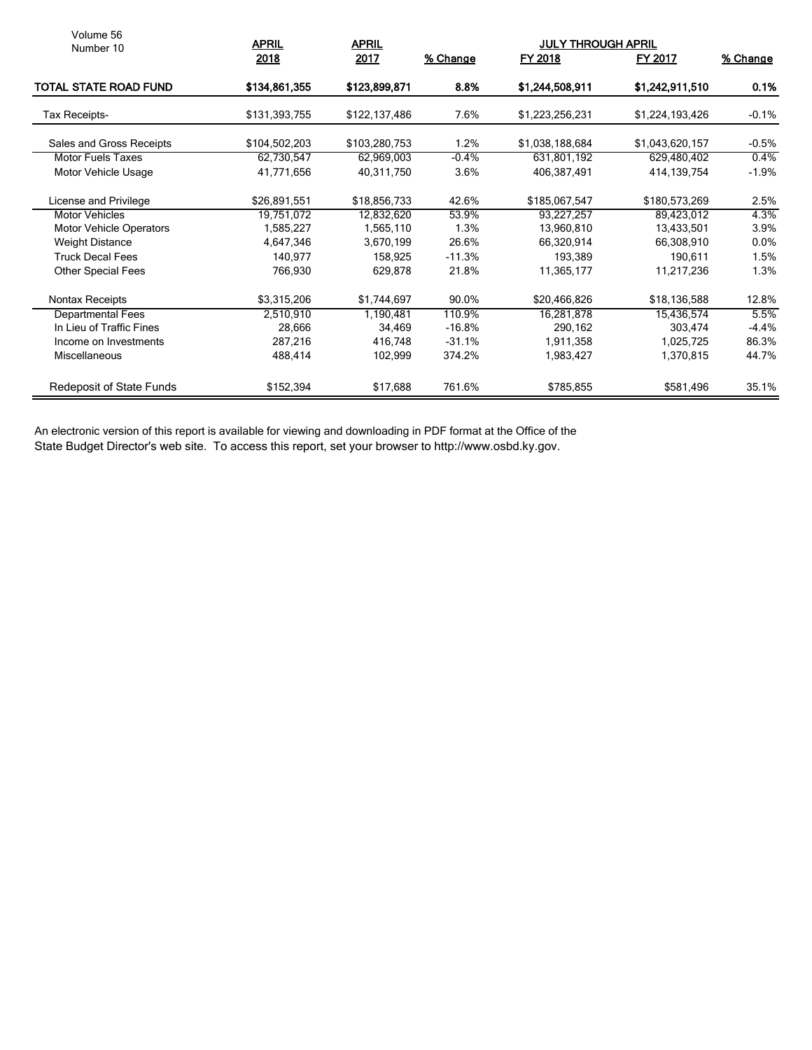| Volume 56 Number 10 | APRIL 2018 | APRIL 2017 | % Change | JULY THROUGH APRIL FY 2018 | FY 2017 | % Change |
|---|---|---|---|---|---|---|
| **TOTAL STATE ROAD FUND** | **$134,861,355** | **$123,899,871** | **8.8%** | **$1,244,508,911** | **$1,242,911,510** | **0.1%** |
| Tax Receipts- | $131,393,755 | $122,137,486 | 7.6% | $1,223,256,231 | $1,224,193,426 | -0.1% |
| Sales and Gross Receipts | $104,502,203 | $103,280,753 | 1.2% | $1,038,188,684 | $1,043,620,157 | -0.5% |
| Motor Fuels Taxes | 62,730,547 | 62,969,003 | -0.4% | 631,801,192 | 629,480,402 | 0.4% |
| Motor Vehicle Usage | 41,771,656 | 40,311,750 | 3.6% | 406,387,491 | 414,139,754 | -1.9% |
| License and Privilege | $26,891,551 | $18,856,733 | 42.6% | $185,067,547 | $180,573,269 | 2.5% |
| Motor Vehicles | 19,751,072 | 12,832,620 | 53.9% | 93,227,257 | 89,423,012 | 4.3% |
| Motor Vehicle Operators | 1,585,227 | 1,565,110 | 1.3% | 13,960,810 | 13,433,501 | 3.9% |
| Weight Distance | 4,647,346 | 3,670,199 | 26.6% | 66,320,914 | 66,308,910 | 0.0% |
| Truck Decal Fees | 140,977 | 158,925 | -11.3% | 193,389 | 190,611 | 1.5% |
| Other Special Fees | 766,930 | 629,878 | 21.8% | 11,365,177 | 11,217,236 | 1.3% |
| Nontax Receipts | $3,315,206 | $1,744,697 | 90.0% | $20,466,826 | $18,136,588 | 12.8% |
| Departmental Fees | 2,510,910 | 1,190,481 | 110.9% | 16,281,878 | 15,436,574 | 5.5% |
| In Lieu of Traffic Fines | 28,666 | 34,469 | -16.8% | 290,162 | 303,474 | -4.4% |
| Income on Investments | 287,216 | 416,748 | -31.1% | 1,911,358 | 1,025,725 | 86.3% |
| Miscellaneous | 488,414 | 102,999 | 374.2% | 1,983,427 | 1,370,815 | 44.7% |
| Redeposit of State Funds | $152,394 | $17,688 | 761.6% | $785,855 | $581,496 | 35.1% |

An electronic version of this report is available for viewing and downloading in PDF format at the Office of the State Budget Director's web site. To access this report, set your browser to http://www.osbd.ky.gov.